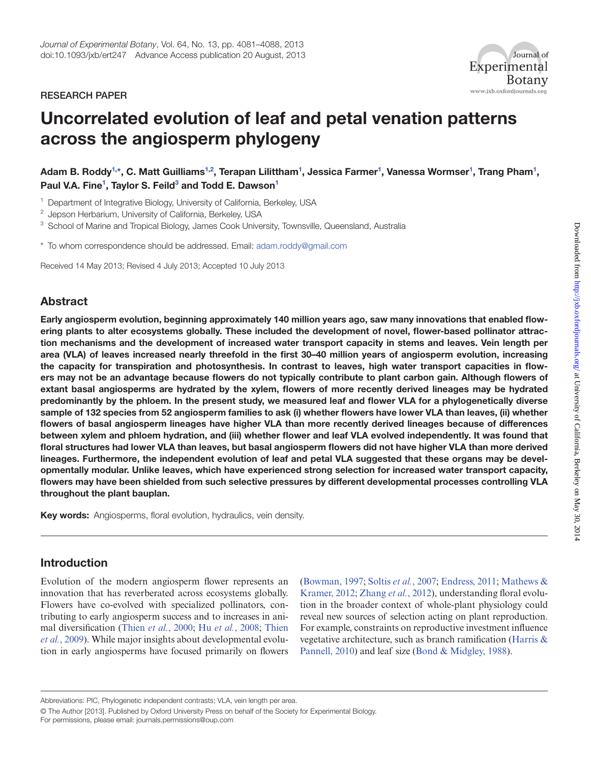RESEARCH PAPER

# Uncorrelated evolution of leaf and petal venation patterns across the angiosperm phylogeny

**Adam B. Roddy[1,*], C. Matt Guilliams[1,2], Terapan Lilittham[1], Jessica Farmer[1], Vanessa Wormser[1], Trang Pham[1], Paul V.A. Fine[1], Taylor S. Feild[3] and Todd E. Dawson[1]**

[1] Department of Integrative Biology, University of California, Berkeley, USA

[2] Jepson Herbarium, University of California, Berkeley, USA

[3] School of Marine and Tropical Biology, James Cook University, Townsville, Queensland, Australia

* To whom correspondence should be addressed. Email: adam.roddy@gmail.com

Received 14 May 2013; Revised 4 July 2013; Accepted 10 July 2013

## Abstract

**Early angiosperm evolution, beginning approximately 140 million years ago, saw many innovations that enabled flowering plants to alter ecosystems globally. These included the development of novel, flower-based pollinator attraction mechanisms and the development of increased water transport capacity in stems and leaves. Vein length per area (VLA) of leaves increased nearly threefold in the first 30–40 million years of angiosperm evolution, increasing the capacity for transpiration and photosynthesis. In contrast to leaves, high water transport capacities in flowers may not be an advantage because flowers do not typically contribute to plant carbon gain. Although flowers of extant basal angiosperms are hydrated by the xylem, flowers of more recently derived lineages may be hydrated predominantly by the phloem. In the present study, we measured leaf and flower VLA for a phylogenetically diverse sample of 132 species from 52 angiosperm families to ask (i) whether flowers have lower VLA than leaves, (ii) whether flowers of basal angiosperm lineages have higher VLA than more recently derived lineages because of differences between xylem and phloem hydration, and (iii) whether flower and leaf VLA evolved independently. It was found that floral structures had lower VLA than leaves, but basal angiosperm flowers did not have higher VLA than more derived lineages. Furthermore, the independent evolution of leaf and petal VLA suggested that these organs may be developmentally modular. Unlike leaves, which have experienced strong selection for increased water transport capacity, flowers may have been shielded from such selective pressures by different developmental processes controlling VLA throughout the plant bauplan.**

**Key words:** Angiosperms, floral evolution, hydraulics, vein density.

## Introduction

Evolution of the modern angiosperm flower represents an innovation that has reverberated across ecosystems globally. Flowers have co-evolved with specialized pollinators, contributing to early angiosperm success and to increases in animal diversification (Thien *et al.*, 2000; Hu *et al.*, 2008; Thien *et al.*, 2009). While major insights about developmental evolution in early angiosperms have focused primarily on flowers (Bowman, 1997; Soltis *et al.*, 2007; Endress, 2011; Mathews & Kramer, 2012; Zhang *et al.*, 2012), understanding floral evolution in the broader context of whole-plant physiology could reveal new sources of selection acting on plant reproduction. For example, constraints on reproductive investment influence vegetative architecture, such as branch ramification (Harris & Pannell, 2010) and leaf size (Bond & Midgley, 1988).

Abbreviations: PIC, Phylogenetic independent contrasts; VLA, vein length per area.

© The Author [2013]. Published by Oxford University Press on behalf of the Society for Experimental Biology.
For permissions, please email: journals.permissions@oup.com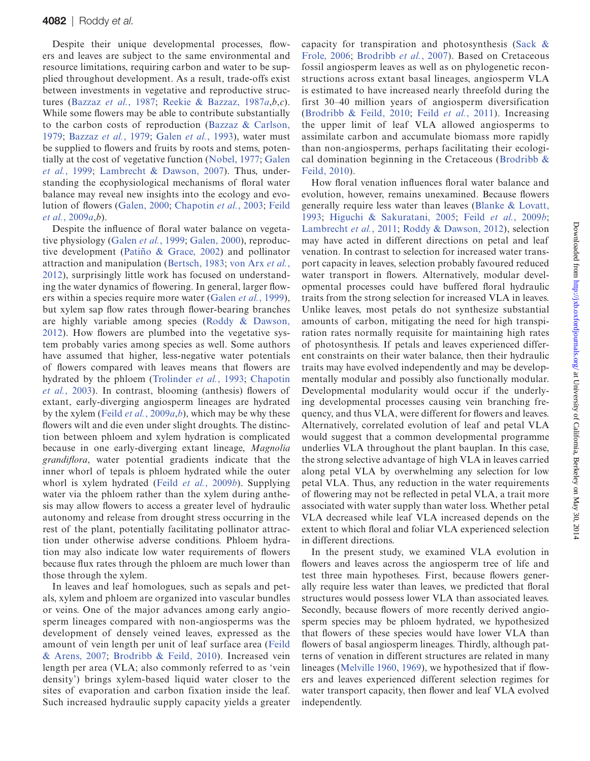Despite their unique developmental processes, flowers and leaves are subject to the same environmental and resource limitations, requiring carbon and water to be supplied throughout development. As a result, trade-offs exist between investments in vegetative and reproductive structures (Bazzaz *et al.*, 1987; Reekie & Bazzaz, 1987*a*,*b*,*c*). While some flowers may be able to contribute substantially to the carbon costs of reproduction (Bazzaz & Carlson, 1979; Bazzaz *et al.*, 1979; Galen *et al.*, 1993), water must be supplied to flowers and fruits by roots and stems, potentially at the cost of vegetative function (Nobel, 1977; Galen *et al.*, 1999; Lambrecht & Dawson, 2007). Thus, understanding the ecophysiological mechanisms of floral water balance may reveal new insights into the ecology and evolution of flowers (Galen, 2000; Chapotin *et al.*, 2003; Feild *et al.*, 2009*a*,*b*).

Despite the influence of floral water balance on vegetative physiology (Galen *et al.*, 1999; Galen, 2000), reproductive development (Patiño & Grace, 2002) and pollinator attraction and manipulation (Bertsch, 1983; von Arx *et al.*, 2012), surprisingly little work has focused on understanding the water dynamics of flowering. In general, larger flowers within a species require more water (Galen *et al.*, 1999), but xylem sap flow rates through flower-bearing branches are highly variable among species (Roddy & Dawson, 2012). How flowers are plumbed into the vegetative system probably varies among species as well. Some authors have assumed that higher, less-negative water potentials of flowers compared with leaves means that flowers are hydrated by the phloem (Trolinder *et al.*, 1993; Chapotin *et al.*, 2003). In contrast, blooming (anthesis) flowers of extant, early-diverging angiosperm lineages are hydrated by the xylem (Feild *et al.*, 2009*a*,*b*), which may be why these flowers wilt and die even under slight droughts. The distinction between phloem and xylem hydration is complicated because in one early-diverging extant lineage, *Magnolia grandiflora*, water potential gradients indicate that the inner whorl of tepals is phloem hydrated while the outer whorl is xylem hydrated (Feild *et al.*, 2009*b*). Supplying water via the phloem rather than the xylem during anthesis may allow flowers to access a greater level of hydraulic autonomy and release from drought stress occurring in the rest of the plant, potentially facilitating pollinator attraction under otherwise adverse conditions. Phloem hydration may also indicate low water requirements of flowers because flux rates through the phloem are much lower than those through the xylem.

In leaves and leaf homologues, such as sepals and petals, xylem and phloem are organized into vascular bundles or veins. One of the major advances among early angiosperm lineages compared with non-angiosperms was the development of densely veined leaves, expressed as the amount of vein length per unit of leaf surface area (Feild & Arens, 2007; Brodribb & Feild, 2010). Increased vein length per area (VLA; also commonly referred to as 'vein density') brings xylem-based liquid water closer to the sites of evaporation and carbon fixation inside the leaf. Such increased hydraulic supply capacity yields a greater capacity for transpiration and photosynthesis (Sack & Frole, 2006; Brodribb *et al.*, 2007). Based on Cretaceous fossil angiosperm leaves as well as on phylogenetic reconstructions across extant basal lineages, angiosperm VLA is estimated to have increased nearly threefold during the first 30–40 million years of angiosperm diversification (Brodribb & Feild, 2010; Feild *et al.*, 2011). Increasing the upper limit of leaf VLA allowed angiosperms to assimilate carbon and accumulate biomass more rapidly than non-angiosperms, perhaps facilitating their ecological domination beginning in the Cretaceous (Brodribb & Feild, 2010).

How floral venation influences floral water balance and evolution, however, remains unexamined. Because flowers generally require less water than leaves (Blanke & Lovatt, 1993; Higuchi & Sakuratani, 2005; Feild *et al.*, 2009*b*; Lambrecht *et al.*, 2011; Roddy & Dawson, 2012), selection may have acted in different directions on petal and leaf venation. In contrast to selection for increased water transport capacity in leaves, selection probably favoured reduced water transport in flowers. Alternatively, modular developmental processes could have buffered floral hydraulic traits from the strong selection for increased VLA in leaves. Unlike leaves, most petals do not synthesize substantial amounts of carbon, mitigating the need for high transpiration rates normally requisite for maintaining high rates of photosynthesis. If petals and leaves experienced different constraints on their water balance, then their hydraulic traits may have evolved independently and may be developmentally modular and possibly also functionally modular. Developmental modularity would occur if the underlying developmental processes causing vein branching frequency, and thus VLA, were different for flowers and leaves. Alternatively, correlated evolution of leaf and petal VLA would suggest that a common developmental programme underlies VLA throughout the plant bauplan. In this case, the strong selective advantage of high VLA in leaves carried along petal VLA by overwhelming any selection for low petal VLA. Thus, any reduction in the water requirements of flowering may not be reflected in petal VLA, a trait more associated with water supply than water loss. Whether petal VLA decreased while leaf VLA increased depends on the extent to which floral and foliar VLA experienced selection in different directions.

In the present study, we examined VLA evolution in flowers and leaves across the angiosperm tree of life and test three main hypotheses. First, because flowers generally require less water than leaves, we predicted that floral structures would possess lower VLA than associated leaves. Secondly, because flowers of more recently derived angiosperm species may be phloem hydrated, we hypothesized that flowers of these species would have lower VLA than flowers of basal angiosperm lineages. Thirdly, although patterns of venation in different structures are related in many lineages (Melville 1960, 1969), we hypothesized that if flowers and leaves experienced different selection regimes for water transport capacity, then flower and leaf VLA evolved independently.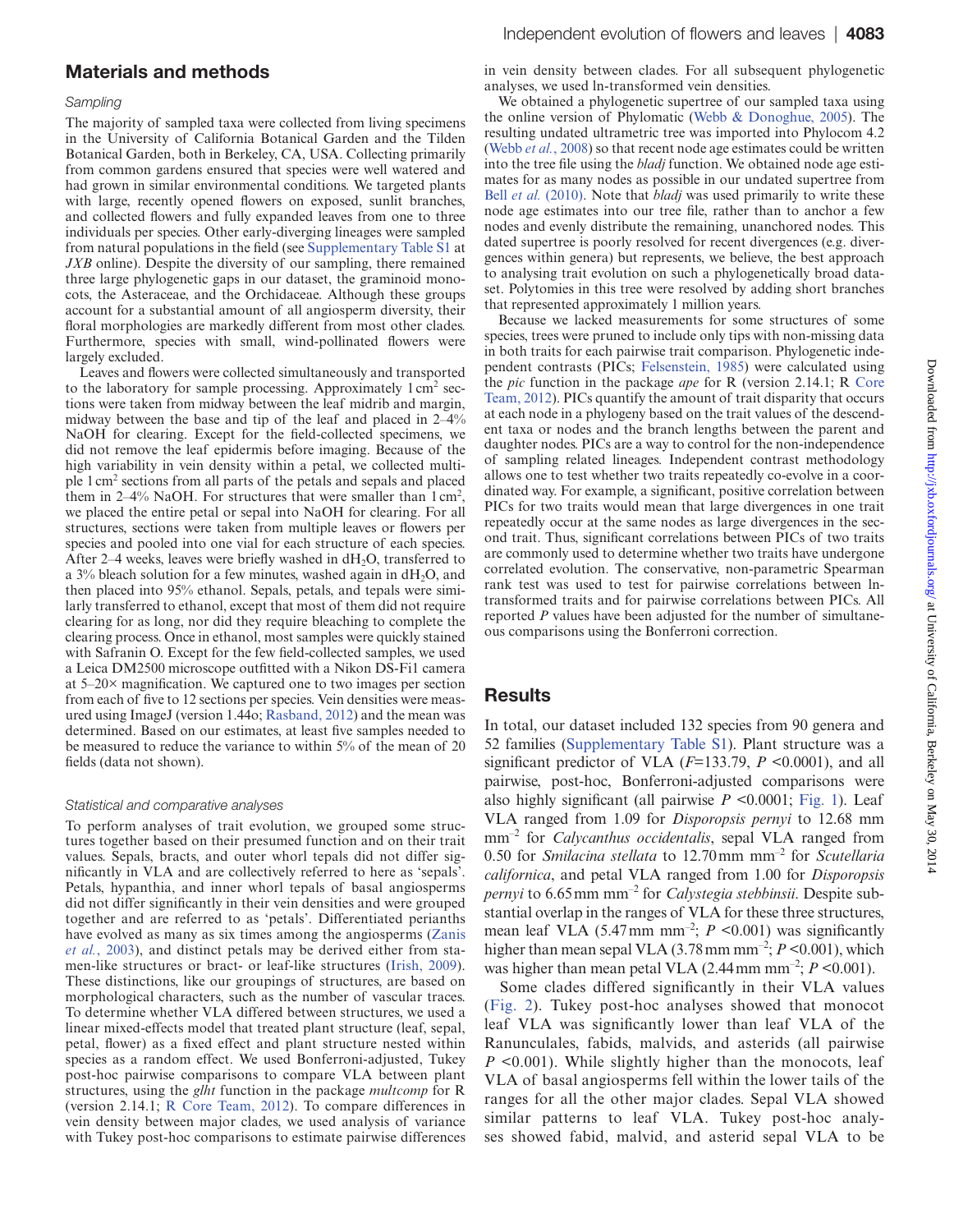## Materials and methods

### Sampling

The majority of sampled taxa were collected from living specimens in the University of California Botanical Garden and the Tilden Botanical Garden, both in Berkeley, CA, USA. Collecting primarily from common gardens ensured that species were well watered and had grown in similar environmental conditions. We targeted plants with large, recently opened flowers on exposed, sunlit branches, and collected flowers and fully expanded leaves from one to three individuals per species. Other early-diverging lineages were sampled from natural populations in the field (see Supplementary Table S1 at *JXB* online). Despite the diversity of our sampling, there remained three large phylogenetic gaps in our dataset, the graminoid monocots, the Asteraceae, and the Orchidaceae. Although these groups account for a substantial amount of all angiosperm diversity, their floral morphologies are markedly different from most other clades. Furthermore, species with small, wind-pollinated flowers were largely excluded.

Leaves and flowers were collected simultaneously and transported to the laboratory for sample processing. Approximately 1 $cm^2$ sections were taken from midway between the leaf midrib and margin, midway between the base and tip of the leaf and placed in 2–4% NaOH for clearing. Except for the field-collected specimens, we did not remove the leaf epidermis before imaging. Because of the high variability in vein density within a petal, we collected multiple 1 $cm^2$ sections from all parts of the petals and sepals and placed them in 2–4% NaOH. For structures that were smaller than 1 $cm^2$, we placed the entire petal or sepal into NaOH for clearing. For all structures, sections were taken from multiple leaves or flowers per species and pooled into one vial for each structure of each species. After 2–4 weeks, leaves were briefly washed in $dH_2O$, transferred to a 3% bleach solution for a few minutes, washed again in $dH_2O$, and then placed into 95% ethanol. Sepals, petals, and tepals were similarly transferred to ethanol, except that most of them did not require clearing for as long, nor did they require bleaching to complete the clearing process. Once in ethanol, most samples were quickly stained with Safranin O. Except for the few field-collected samples, we used a Leica DM2500 microscope outfitted with a Nikon DS-Fi1 camera at 5–20× magnification. We captured one to two images per section from each of five to 12 sections per species. Vein densities were measured using ImageJ (version 1.44o; Rasband, 2012) and the mean was determined. Based on our estimates, at least five samples needed to be measured to reduce the variance to within 5% of the mean of 20 fields (data not shown).

### Statistical and comparative analyses

To perform analyses of trait evolution, we grouped some structures together based on their presumed function and on their trait values. Sepals, bracts, and outer whorl tepals did not differ significantly in VLA and are collectively referred to here as 'sepals'. Petals, hypanthia, and inner whorl tepals of basal angiosperms did not differ significantly in their vein densities and were grouped together and are referred to as 'petals'. Differentiated perianths have evolved as many as six times among the angiosperms (Zanis *et al.*, 2003), and distinct petals may be derived either from stamen-like structures or bract- or leaf-like structures (Irish, 2009). These distinctions, like our groupings of structures, are based on morphological characters, such as the number of vascular traces. To determine whether VLA differed between structures, we used a linear mixed-effects model that treated plant structure (leaf, sepal, petal, flower) as a fixed effect and plant structure nested within species as a random effect. We used Bonferroni-adjusted, Tukey post-hoc pairwise comparisons to compare VLA between plant structures, using the *glht* function in the package *multcomp* for R (version 2.14.1; R Core Team, 2012). To compare differences in vein density between major clades, we used analysis of variance with Tukey post-hoc comparisons to estimate pairwise differences in vein density between clades. For all subsequent phylogenetic analyses, we used ln-transformed vein densities.

We obtained a phylogenetic supertree of our sampled taxa using the online version of Phylomatic (Webb & Donoghue, 2005). The resulting undated ultrametric tree was imported into Phylocom 4.2 (Webb *et al.*, 2008) so that recent node age estimates could be written into the tree file using the *bladj* function. We obtained node age estimates for as many nodes as possible in our undated supertree from Bell *et al.* (2010). Note that *bladj* was used primarily to write these node age estimates into our tree file, rather than to anchor a few nodes and evenly distribute the remaining, unanchored nodes. This dated supertree is poorly resolved for recent divergences (e.g. divergences within genera) but represents, we believe, the best approach to analysing trait evolution on such a phylogenetically broad dataset. Polytomies in this tree were resolved by adding short branches that represented approximately 1 million years.

Because we lacked measurements for some structures of some species, trees were pruned to include only tips with non-missing data in both traits for each pairwise trait comparison. Phylogenetic independent contrasts (PICs; Felsenstein, 1985) were calculated using the *pic* function in the package *ape* for R (version 2.14.1; R Core Team, 2012). PICs quantify the amount of trait disparity that occurs at each node in a phylogeny based on the trait values of the descendent taxa or nodes and the branch lengths between the parent and daughter nodes. PICs are a way to control for the non-independence of sampling related lineages. Independent contrast methodology allows one to test whether two traits repeatedly co-evolve in a coordinated way. For example, a significant, positive correlation between PICs for two traits would mean that large divergences in one trait repeatedly occur at the same nodes as large divergences in the second trait. Thus, significant correlations between PICs of two traits are commonly used to determine whether two traits have undergone correlated evolution. The conservative, non-parametric Spearman rank test was used to test for pairwise correlations between ln-transformed traits and for pairwise correlations between PICs. All reported *P* values have been adjusted for the number of simultaneous comparisons using the Bonferroni correction.

## Results

In total, our dataset included 132 species from 90 genera and 52 families (Supplementary Table S1). Plant structure was a significant predictor of VLA ($F$=133.79, $P$ <0.0001), and all pairwise, post-hoc, Bonferroni-adjusted comparisons were also highly significant (all pairwise $P$ <0.0001; Fig. 1). Leaf VLA ranged from 1.09 for *Disporopsis pernyi* to 12.68 mm $mm^{-2}$ for *Calycanthus occidentalis*, sepal VLA ranged from 0.50 for *Smilacina stellata* to 12.70 mm $mm^{-2}$ for *Scutellaria californica*, and petal VLA ranged from 1.00 for *Disporopsis pernyi* to 6.65 mm $mm^{-2}$ for *Calystegia stebbinsii*. Despite substantial overlap in the ranges of VLA for these three structures, mean leaf VLA (5.47 mm $mm^{-2}$; $P$ <0.001) was significantly higher than mean sepal VLA (3.78 mm $mm^{-2}$; $P$ <0.001), which was higher than mean petal VLA (2.44 mm $mm^{-2}$; $P$ <0.001).

Some clades differed significantly in their VLA values (Fig. 2). Tukey post-hoc analyses showed that monocot leaf VLA was significantly lower than leaf VLA of the Ranunculales, fabids, malvids, and asterids (all pairwise $P$ <0.001). While slightly higher than the monocots, leaf VLA of basal angiosperms fell within the lower tails of the ranges for all the other major clades. Sepal VLA showed similar patterns to leaf VLA. Tukey post-hoc analyses showed fabid, malvid, and asterid sepal VLA to be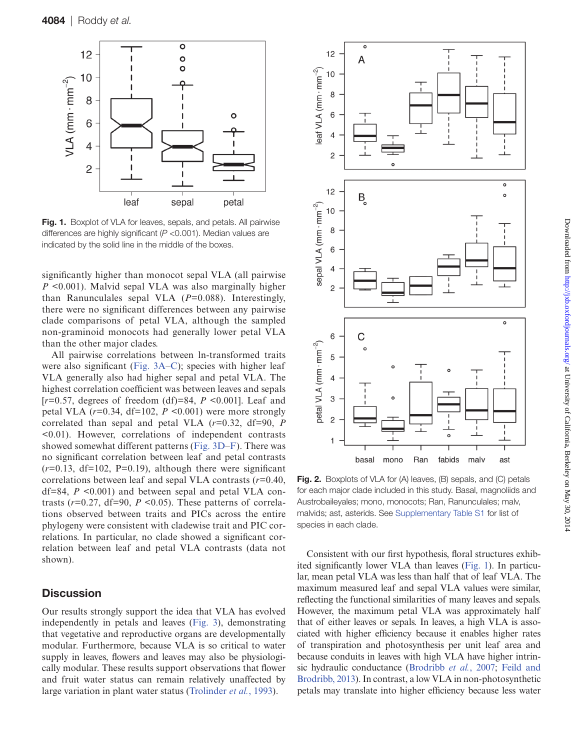Fig. 1. Boxplot of VLA for leaves, sepals, and petals. All pairwise differences are highly significant ($P$ <0.001). Median values are indicated by the solid line in the middle of the boxes.

significantly higher than monocot sepal VLA (all pairwise $P$ <0.001). Malvid sepal VLA was also marginally higher than Ranunculales sepal VLA ($P$=0.088). Interestingly, there were no significant differences between any pairwise clade comparisons of petal VLA, although the sampled non-graminoid monocots had generally lower petal VLA than the other major clades.

All pairwise correlations between ln-transformed traits were also significant (Fig. 3A–C); species with higher leaf VLA generally also had higher sepal and petal VLA. The highest correlation coefficient was between leaves and sepals [$r$=0.57, degrees of freedom (df)=84, $P$ <0.001]. Leaf and petal VLA ($r$=0.34, df=102, $P$ <0.001) were more strongly correlated than sepal and petal VLA ($r$=0.32, df=90, $P$ <0.01). However, correlations of independent contrasts showed somewhat different patterns (Fig. 3D–F). There was no significant correlation between leaf and petal contrasts ($r$=0.13, df=102, P=0.19), although there were significant correlations between leaf and sepal VLA contrasts ($r$=0.40, df=84, $P$ <0.001) and between sepal and petal VLA contrasts ($r$=0.27, df=90, $P$ <0.05). These patterns of correlations observed between traits and PICs across the entire phylogeny were consistent with cladewise trait and PIC correlations. In particular, no clade showed a significant correlation between leaf and petal VLA contrasts (data not shown).

Fig. 2. Boxplots of VLA for (A) leaves, (B) sepals, and (C) petals for each major clade included in this study. Basal, magnoliids and Austrobaileyales; mono, monocots; Ran, Ranunculales; malv, malvids; ast, asterids. See Supplementary Table S1 for list of species in each clade.

## Discussion

Our results strongly support the idea that VLA has evolved independently in petals and leaves (Fig. 3), demonstrating that vegetative and reproductive organs are developmentally modular. Furthermore, because VLA is so critical to water supply in leaves, flowers and leaves may also be physiologically modular. These results support observations that flower and fruit water status can remain relatively unaffected by large variation in plant water status (Trolinder *et al.*, 1993).

Consistent with our first hypothesis, floral structures exhibited significantly lower VLA than leaves (Fig. 1). In particular, mean petal VLA was less than half that of leaf VLA. The maximum measured leaf and sepal VLA values were similar, reflecting the functional similarities of many leaves and sepals. However, the maximum petal VLA was approximately half that of either leaves or sepals. In leaves, a high VLA is associated with higher efficiency because it enables higher rates of transpiration and photosynthesis per unit leaf area and because conduits in leaves with high VLA have higher intrinsic hydraulic conductance (Brodribb *et al.*, 2007; Feild and Brodribb, 2013). In contrast, a low VLA in non-photosynthetic petals may translate into higher efficiency because less water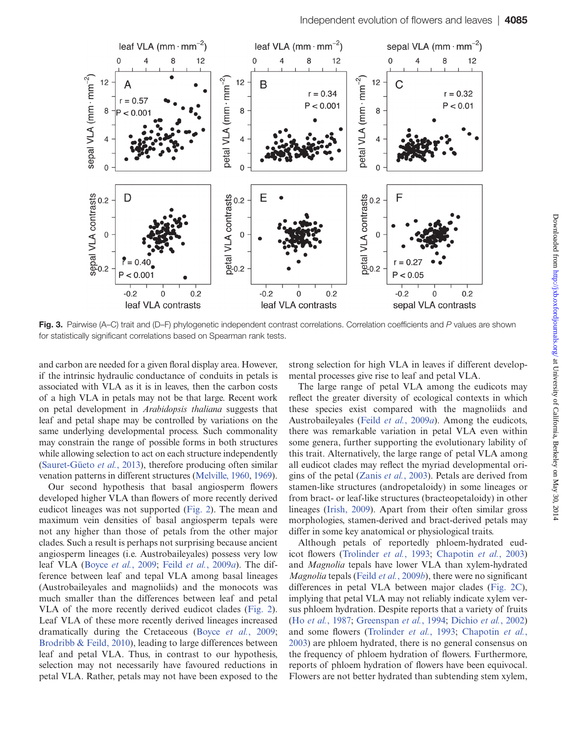Fig. 3. Pairwise (A–C) trait and (D–F) phylogenetic independent contrast correlations. Correlation coefficients and $P$ values are shown for statistically significant correlations based on Spearman rank tests.

and carbon are needed for a given floral display area. However, if the intrinsic hydraulic conductance of conduits in petals is associated with VLA as it is in leaves, then the carbon costs of a high VLA in petals may not be that large. Recent work on petal development in *Arabidopsis thaliana* suggests that leaf and petal shape may be controlled by variations on the same underlying developmental process. Such commonality may constrain the range of possible forms in both structures while allowing selection to act on each structure independently (Sauret-Güeto *et al.*, 2013), therefore producing often similar venation patterns in different structures (Melville, 1960, 1969).

Our second hypothesis that basal angiosperm flowers developed higher VLA than flowers of more recently derived eudicot lineages was not supported (Fig. 2). The mean and maximum vein densities of basal angiosperm tepals were not any higher than those of petals from the other major clades. Such a result is perhaps not surprising because ancient angiosperm lineages (i.e. Austrobaileyales) possess very low leaf VLA (Boyce *et al.*, 2009; Feild *et al.*, 2009*a*). The difference between leaf and tepal VLA among basal lineages (Austrobaileyales and magnoliids) and the monocots was much smaller than the differences between leaf and petal VLA of the more recently derived eudicot clades (Fig. 2). Leaf VLA of these more recently derived lineages increased dramatically during the Cretaceous (Boyce *et al.*, 2009; Brodribb & Feild, 2010), leading to large differences between leaf and petal VLA. Thus, in contrast to our hypothesis, selection may not necessarily have favoured reductions in petal VLA. Rather, petals may not have been exposed to the strong selection for high VLA in leaves if different developmental processes give rise to leaf and petal VLA.

The large range of petal VLA among the eudicots may reflect the greater diversity of ecological contexts in which these species exist compared with the magnoliids and Austrobaileyales (Feild *et al.*, 2009*a*). Among the eudicots, there was remarkable variation in petal VLA even within some genera, further supporting the evolutionary lability of this trait. Alternatively, the large range of petal VLA among all eudicot clades may reflect the myriad developmental origins of the petal (Zanis *et al.*, 2003). Petals are derived from stamen-like structures (andropetaloidy) in some lineages or from bract- or leaf-like structures (bracteopetaloidy) in other lineages (Irish, 2009). Apart from their often similar gross morphologies, stamen-derived and bract-derived petals may differ in some key anatomical or physiological traits.

Although petals of reportedly phloem-hydrated eudicot flowers (Trolinder *et al.*, 1993; Chapotin *et al.*, 2003) and *Magnolia* tepals have lower VLA than xylem-hydrated *Magnolia* tepals (Feild *et al.*, 2009*b*), there were no significant differences in petal VLA between major clades (Fig. 2C), implying that petal VLA may not reliably indicate xylem versus phloem hydration. Despite reports that a variety of fruits (Ho *et al.*, 1987; Greenspan *et al.*, 1994; Dichio *et al.*, 2002) and some flowers (Trolinder *et al.*, 1993; Chapotin *et al.*, 2003) are phloem hydrated, there is no general consensus on the frequency of phloem hydration of flowers. Furthermore, reports of phloem hydration of flowers have been equivocal. Flowers are not better hydrated than subtending stem xylem,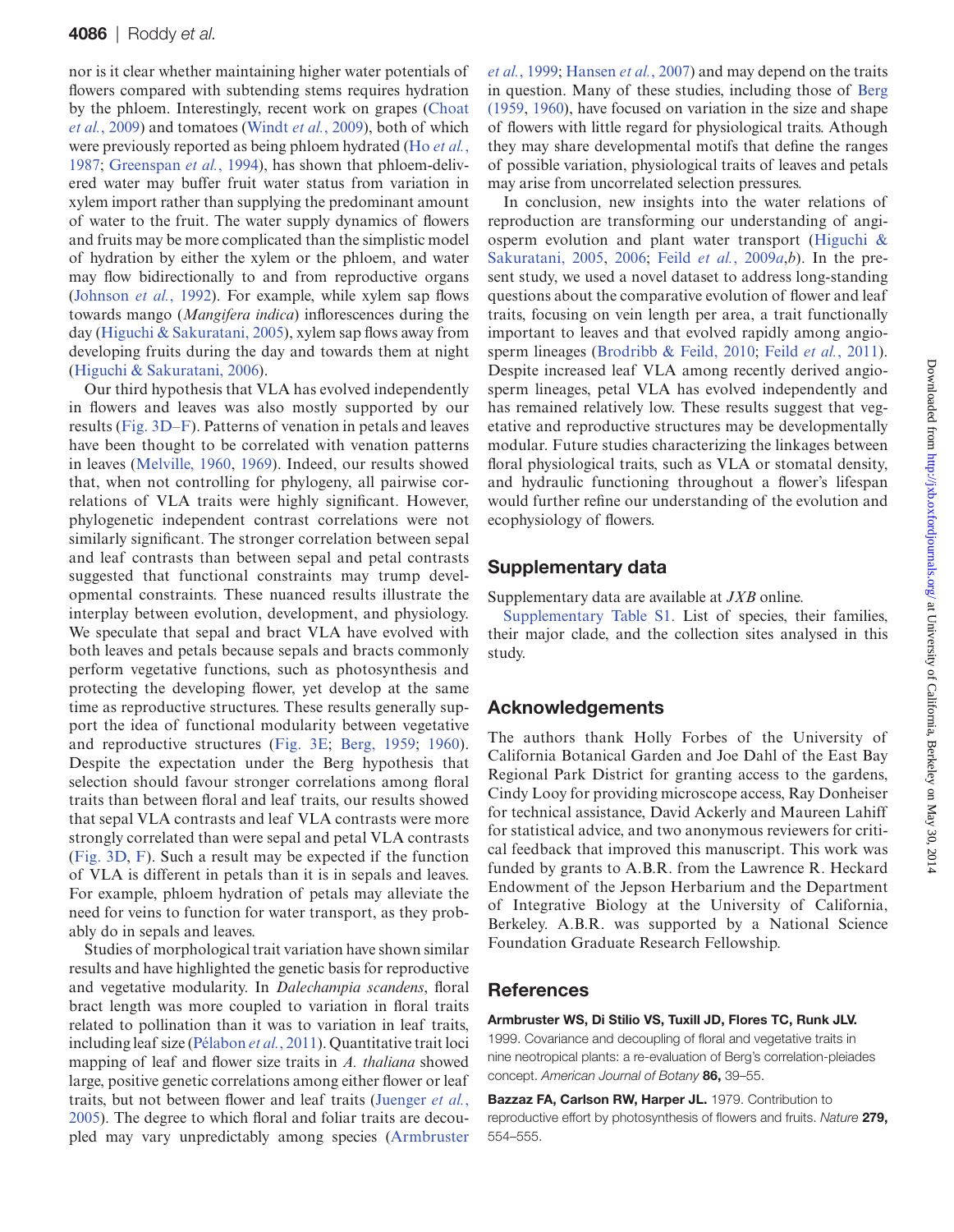nor is it clear whether maintaining higher water potentials of flowers compared with subtending stems requires hydration by the phloem. Interestingly, recent work on grapes (Choat *et al.*, 2009) and tomatoes (Windt *et al.*, 2009), both of which were previously reported as being phloem hydrated (Ho *et al.*, 1987; Greenspan *et al.*, 1994), has shown that phloem-delivered water may buffer fruit water status from variation in xylem import rather than supplying the predominant amount of water to the fruit. The water supply dynamics of flowers and fruits may be more complicated than the simplistic model of hydration by either the xylem or the phloem, and water may flow bidirectionally to and from reproductive organs (Johnson *et al.*, 1992). For example, while xylem sap flows towards mango (*Mangifera indica*) inflorescences during the day (Higuchi & Sakuratani, 2005), xylem sap flows away from developing fruits during the day and towards them at night (Higuchi & Sakuratani, 2006).

Our third hypothesis that VLA has evolved independently in flowers and leaves was also mostly supported by our results (Fig. 3D–F). Patterns of venation in petals and leaves have been thought to be correlated with venation patterns in leaves (Melville, 1960, 1969). Indeed, our results showed that, when not controlling for phylogeny, all pairwise correlations of VLA traits were highly significant. However, phylogenetic independent contrast correlations were not similarly significant. The stronger correlation between sepal and leaf contrasts than between sepal and petal contrasts suggested that functional constraints may trump developmental constraints. These nuanced results illustrate the interplay between evolution, development, and physiology. We speculate that sepal and bract VLA have evolved with both leaves and petals because sepals and bracts commonly perform vegetative functions, such as photosynthesis and protecting the developing flower, yet develop at the same time as reproductive structures. These results generally support the idea of functional modularity between vegetative and reproductive structures (Fig. 3E; Berg, 1959; 1960). Despite the expectation under the Berg hypothesis that selection should favour stronger correlations among floral traits than between floral and leaf traits, our results showed that sepal VLA contrasts and leaf VLA contrasts were more strongly correlated than were sepal and petal VLA contrasts (Fig. 3D, F). Such a result may be expected if the function of VLA is different in petals than it is in sepals and leaves. For example, phloem hydration of petals may alleviate the need for veins to function for water transport, as they probably do in sepals and leaves.

Studies of morphological trait variation have shown similar results and have highlighted the genetic basis for reproductive and vegetative modularity. In *Dalechampia scandens*, floral bract length was more coupled to variation in floral traits related to pollination than it was to variation in leaf traits, including leaf size (Pélabon *et al.*, 2011). Quantitative trait loci mapping of leaf and flower size traits in *A. thaliana* showed large, positive genetic correlations among either flower or leaf traits, but not between flower and leaf traits (Juenger *et al.*, 2005). The degree to which floral and foliar traits are decoupled may vary unpredictably among species (Armbruster *et al.*, 1999; Hansen *et al.*, 2007) and may depend on the traits in question. Many of these studies, including those of Berg (1959, 1960), have focused on variation in the size and shape of flowers with little regard for physiological traits. Athough they may share developmental motifs that define the ranges of possible variation, physiological traits of leaves and petals may arise from uncorrelated selection pressures.

In conclusion, new insights into the water relations of reproduction are transforming our understanding of angiosperm evolution and plant water transport (Higuchi & Sakuratani, 2005, 2006; Feild *et al.*, 2009*a*,*b*). In the present study, we used a novel dataset to address long-standing questions about the comparative evolution of flower and leaf traits, focusing on vein length per area, a trait functionally important to leaves and that evolved rapidly among angiosperm lineages (Brodribb & Feild, 2010; Feild *et al.*, 2011). Despite increased leaf VLA among recently derived angiosperm lineages, petal VLA has evolved independently and has remained relatively low. These results suggest that vegetative and reproductive structures may be developmentally modular. Future studies characterizing the linkages between floral physiological traits, such as VLA or stomatal density, and hydraulic functioning throughout a flower's lifespan would further refine our understanding of the evolution and ecophysiology of flowers.

## Supplementary data

Supplementary data are available at *JXB* online.

Supplementary Table S1. List of species, their families, their major clade, and the collection sites analysed in this study.

## Acknowledgements

The authors thank Holly Forbes of the University of California Botanical Garden and Joe Dahl of the East Bay Regional Park District for granting access to the gardens, Cindy Looy for providing microscope access, Ray Donheiser for technical assistance, David Ackerly and Maureen Lahiff for statistical advice, and two anonymous reviewers for critical feedback that improved this manuscript. This work was funded by grants to A.B.R. from the Lawrence R. Heckard Endowment of the Jepson Herbarium and the Department of Integrative Biology at the University of California, Berkeley. A.B.R. was supported by a National Science Foundation Graduate Research Fellowship.

## References

**Armbruster WS, Di Stilio VS, Tuxill JD, Flores TC, Runk JLV.** 1999. Covariance and decoupling of floral and vegetative traits in nine neotropical plants: a re-evaluation of Berg's correlation-pleiades concept. *American Journal of Botany* **86,** 39–55.

**Bazzaz FA, Carlson RW, Harper JL.** 1979. Contribution to reproductive effort by photosynthesis of flowers and fruits. *Nature* **279,** 554–555.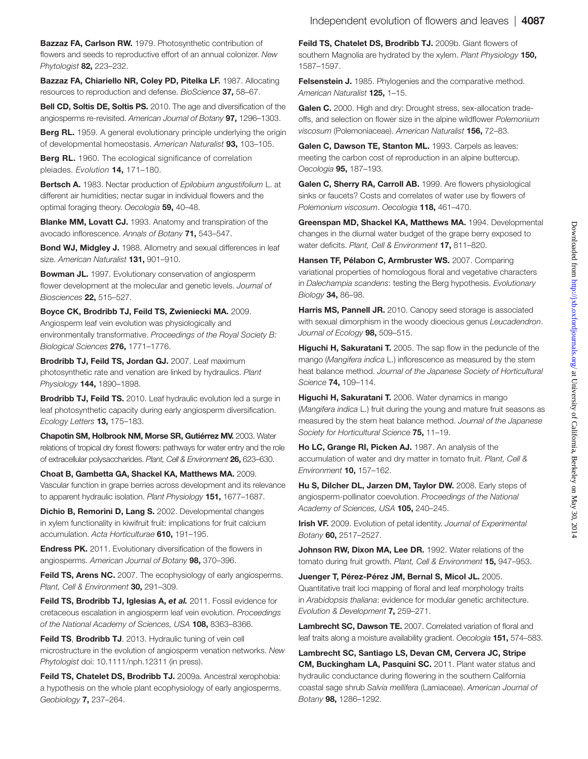**Bazzaz FA, Carlson RW.** 1979. Photosynthetic contribution of flowers and seeds to reproductive effort of an annual colonizer. *New Phytologist* **82,** 223–232.

**Bazzaz FA, Chiariello NR, Coley PD, Pitelka LF.** 1987. Allocating resources to reproduction and defense. *BioScience* **37,** 58–67.

**Bell CD, Soltis DE, Soltis PS.** 2010. The age and diversification of the angiosperms re-revisited. *American Journal of Botany* **97,** 1296–1303.

**Berg RL.** 1959. A general evolutionary principle underlying the origin of developmental homeostasis. *American Naturalist* **93,** 103–105.

**Berg RL.** 1960. The ecological significance of correlation pleiades. *Evolution* **14,** 171–180.

**Bertsch A.** 1983. Nectar production of *Epilobium angustifolium* L. at different air humidities; nectar sugar in individual flowers and the optimal foraging theory. *Oecologia* **59,** 40–48.

**Blanke MM, Lovatt CJ.** 1993. Anatomy and transpiration of the avocado inflorescence. *Annals of Botany* **71,** 543–547.

**Bond WJ, Midgley J.** 1988. Allometry and sexual differences in leaf size. *American Naturalist* **131,** 901–910.

**Bowman JL.** 1997. Evolutionary conservation of angiosperm flower development at the molecular and genetic levels. *Journal of Biosciences* **22,** 515–527.

**Boyce CK, Brodribb TJ, Feild TS, Zwieniecki MA.** 2009. Angiosperm leaf vein evolution was physiologically and environmentally transformative. *Proceedings of the Royal Society B: Biological Sciences* **276,** 1771–1776.

**Brodribb TJ, Feild TS, Jordan GJ.** 2007. Leaf maximum photosynthetic rate and venation are linked by hydraulics. *Plant Physiology* **144,** 1890–1898.

**Brodribb TJ, Feild TS.** 2010. Leaf hydraulic evolution led a surge in leaf photosynthetic capacity during early angiosperm diversification. *Ecology Letters* **13,** 175–183.

**Chapotin SM, Holbrook NM, Morse SR, Gutiérrez MV.** 2003. Water relations of tropical dry forest flowers: pathways for water entry and the role of extracellular polysaccharides. *Plant, Cell & Environment* **26,** 623–630.

**Choat B, Gambetta GA, Shackel KA, Matthews MA.** 2009. Vascular function in grape berries across development and its relevance to apparent hydraulic isolation. *Plant Physiology* **151,** 1677–1687.

**Dichio B, Remorini D, Lang S.** 2002. Developmental changes in xylem functionality in kiwifruit fruit: implications for fruit calcium accumulation. *Acta Horticulturae* **610,** 191–195.

**Endress PK.** 2011. Evolutionary diversification of the flowers in angiosperms. *American Journal of Botany* **98,** 370–396.

**Feild TS, Arens NC.** 2007. The ecophysiology of early angiosperms. *Plant, Cell & Environment* **30,** 291–309.

**Feild TS, Brodribb TJ, Iglesias A, *et al.*** 2011. Fossil evidence for cretaceous escalation in angiosperm leaf vein evolution. *Proceedings of the National Academy of Sciences, USA* **108,** 8363–8366.

**Feild TS**, **Brodribb TJ**. 2013. Hydraulic tuning of vein cell microstructure in the evolution of angiosperm venation networks. *New Phytologist* doi: 10.1111/nph.12311 (in press).

**Feild TS, Chatelet DS, Brodribb TJ.** 2009a. Ancestral xerophobia: a hypothesis on the whole plant ecophysiology of early angiosperms. *Geobiology* **7,** 237–264.

**Feild TS, Chatelet DS, Brodribb TJ.** 2009b. Giant flowers of southern Magnolia are hydrated by the xylem. *Plant Physiology* **150,** 1587–1597.

**Felsenstein J.** 1985. Phylogenies and the comparative method. *American Naturalist* **125,** 1–15.

**Galen C.** 2000. High and dry: Drought stress, sex-allocation trade-offs, and selection on flower size in the alpine wildflower *Polemonium viscosum* (Polemoniaceae). *American Naturalist* **156,** 72–83.

**Galen C, Dawson TE, Stanton ML.** 1993. Carpels as leaves: meeting the carbon cost of reproduction in an alpine buttercup. *Oecologia* **95,** 187–193.

**Galen C, Sherry RA, Carroll AB.** 1999. Are flowers physiological sinks or faucets? Costs and correlates of water use by flowers of *Polemonium viscosum*. *Oecologia* **118,** 461–470.

**Greenspan MD, Shackel KA, Matthews MA.** 1994. Developmental changes in the diurnal water budget of the grape berry exposed to water deficits. *Plant, Cell & Environment* **17,** 811–820.

**Hansen TF, Pélabon C, Armbruster WS.** 2007. Comparing variational properties of homologous floral and vegetative characters in *Dalechampia scandens*: testing the Berg hypothesis. *Evolutionary Biology* **34,** 86–98.

**Harris MS, Pannell JR.** 2010. Canopy seed storage is associated with sexual dimorphism in the woody dioecious genus *Leucadendron*. *Journal of Ecology* **98,** 509–515.

**Higuchi H, Sakuratani T.** 2005. The sap flow in the peduncle of the mango (*Mangifera indica* L.) inflorescence as measured by the stem heat balance method. *Journal of the Japanese Society of Horticultural Science* **74,** 109–114.

**Higuchi H, Sakuratani T.** 2006. Water dynamics in mango (*Mangifera indica* L.) fruit during the young and mature fruit seasons as measured by the stem heat balance method. *Journal of the Japanese Society for Horticultural Science* **75,** 11–19.

**Ho LC, Grange RI, Picken AJ.** 1987. An analysis of the accumulation of water and dry matter in tomato fruit. *Plant, Cell & Environment* **10,** 157–162.

**Hu S, Dilcher DL, Jarzen DM, Taylor DW.** 2008. Early steps of angiosperm-pollinator coevolution. *Proceedings of the National Academy of Sciences, USA* **105,** 240–245.

**Irish VF.** 2009. Evolution of petal identity. *Journal of Experimental Botany* **60,** 2517–2527.

**Johnson RW, Dixon MA, Lee DR.** 1992. Water relations of the tomato during fruit growth. *Plant, Cell & Environment* **15,** 947–953.

**Juenger T, Pérez-Pérez JM, Bernal S, Micol JL.** 2005. Quantitative trait loci mapping of floral and leaf morphology traits in *Arabidopsis thaliana*: evidence for modular genetic architecture. *Evolution & Development* **7,** 259–271.

**Lambrecht SC, Dawson TE.** 2007. Correlated variation of floral and leaf traits along a moisture availability gradient. *Oecologia* **151,** 574–583.

**Lambrecht SC, Santiago LS, Devan CM, Cervera JC, Stripe CM, Buckingham LA, Pasquini SC.** 2011. Plant water status and hydraulic conductance during flowering in the southern California coastal sage shrub *Salvia mellifera* (Lamiaceae). *American Journal of Botany* **98,** 1286–1292.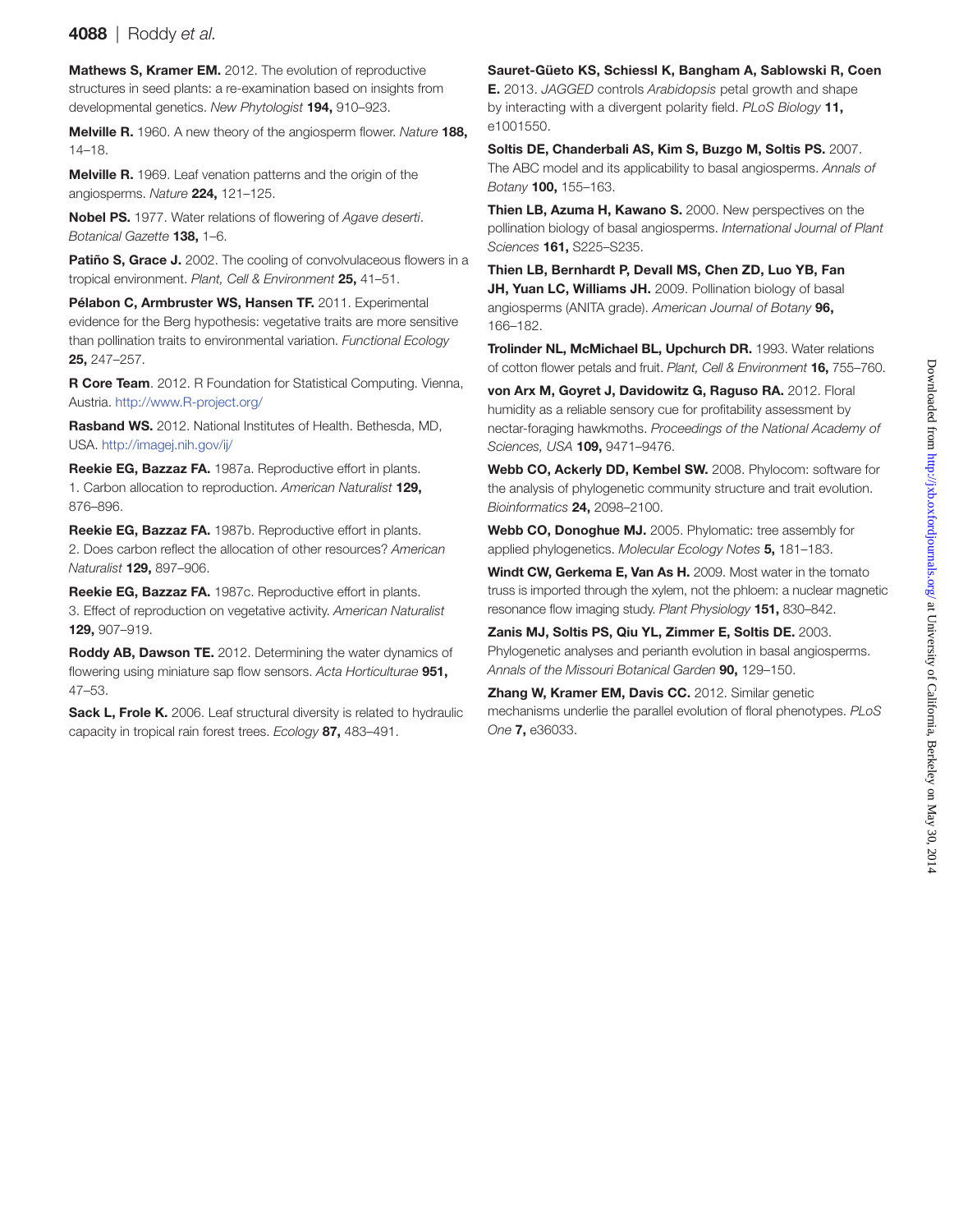**Mathews S, Kramer EM.** 2012. The evolution of reproductive structures in seed plants: a re-examination based on insights from developmental genetics. *New Phytologist* **194,** 910–923.

**Melville R.** 1960. A new theory of the angiosperm flower. *Nature* **188,** 14–18.

**Melville R.** 1969. Leaf venation patterns and the origin of the angiosperms. *Nature* **224,** 121–125.

**Nobel PS.** 1977. Water relations of flowering of *Agave deserti*. *Botanical Gazette* **138,** 1–6.

**Patiño S, Grace J.** 2002. The cooling of convolvulaceous flowers in a tropical environment. *Plant, Cell & Environment* **25,** 41–51.

**Pélabon C, Armbruster WS, Hansen TF.** 2011. Experimental evidence for the Berg hypothesis: vegetative traits are more sensitive than pollination traits to environmental variation. *Functional Ecology* **25,** 247–257.

**R Core Team**. 2012. R Foundation for Statistical Computing. Vienna, Austria. http://www.R-project.org/

**Rasband WS.** 2012. National Institutes of Health. Bethesda, MD, USA. http://imagej.nih.gov/ij/

**Reekie EG, Bazzaz FA.** 1987a. Reproductive effort in plants. 1. Carbon allocation to reproduction. *American Naturalist* **129,** 876–896.

**Reekie EG, Bazzaz FA.** 1987b. Reproductive effort in plants. 2. Does carbon reflect the allocation of other resources? *American Naturalist* **129,** 897–906.

**Reekie EG, Bazzaz FA.** 1987c. Reproductive effort in plants. 3. Effect of reproduction on vegetative activity. *American Naturalist* **129,** 907–919.

**Roddy AB, Dawson TE.** 2012. Determining the water dynamics of flowering using miniature sap flow sensors. *Acta Horticulturae* **951,** 47–53.

**Sack L, Frole K.** 2006. Leaf structural diversity is related to hydraulic capacity in tropical rain forest trees. *Ecology* **87,** 483–491.

**Sauret-Güeto KS, Schiessl K, Bangham A, Sablowski R, Coen E.** 2013. *JAGGED* controls *Arabidopsis* petal growth and shape by interacting with a divergent polarity field. *PLoS Biology* **11,** e1001550.

**Soltis DE, Chanderbali AS, Kim S, Buzgo M, Soltis PS.** 2007. The ABC model and its applicability to basal angiosperms. *Annals of Botany* **100,** 155–163.

**Thien LB, Azuma H, Kawano S.** 2000. New perspectives on the pollination biology of basal angiosperms. *International Journal of Plant Sciences* **161,** S225–S235.

**Thien LB, Bernhardt P, Devall MS, Chen ZD, Luo YB, Fan JH, Yuan LC, Williams JH.** 2009. Pollination biology of basal angiosperms (ANITA grade). *American Journal of Botany* **96,** 166–182.

**Trolinder NL, McMichael BL, Upchurch DR.** 1993. Water relations of cotton flower petals and fruit. *Plant, Cell & Environment* **16,** 755–760.

**von Arx M, Goyret J, Davidowitz G, Raguso RA.** 2012. Floral humidity as a reliable sensory cue for profitability assessment by nectar-foraging hawkmoths. *Proceedings of the National Academy of Sciences, USA* **109,** 9471–9476.

**Webb CO, Ackerly DD, Kembel SW.** 2008. Phylocom: software for the analysis of phylogenetic community structure and trait evolution. *Bioinformatics* **24,** 2098–2100.

**Webb CO, Donoghue MJ.** 2005. Phylomatic: tree assembly for applied phylogenetics. *Molecular Ecology Notes* **5,** 181–183.

**Windt CW, Gerkema E, Van As H.** 2009. Most water in the tomato truss is imported through the xylem, not the phloem: a nuclear magnetic resonance flow imaging study. *Plant Physiology* **151,** 830–842.

**Zanis MJ, Soltis PS, Qiu YL, Zimmer E, Soltis DE.** 2003. Phylogenetic analyses and perianth evolution in basal angiosperms. *Annals of the Missouri Botanical Garden* **90,** 129–150.

**Zhang W, Kramer EM, Davis CC.** 2012. Similar genetic mechanisms underlie the parallel evolution of floral phenotypes. *PLoS One* **7,** e36033.